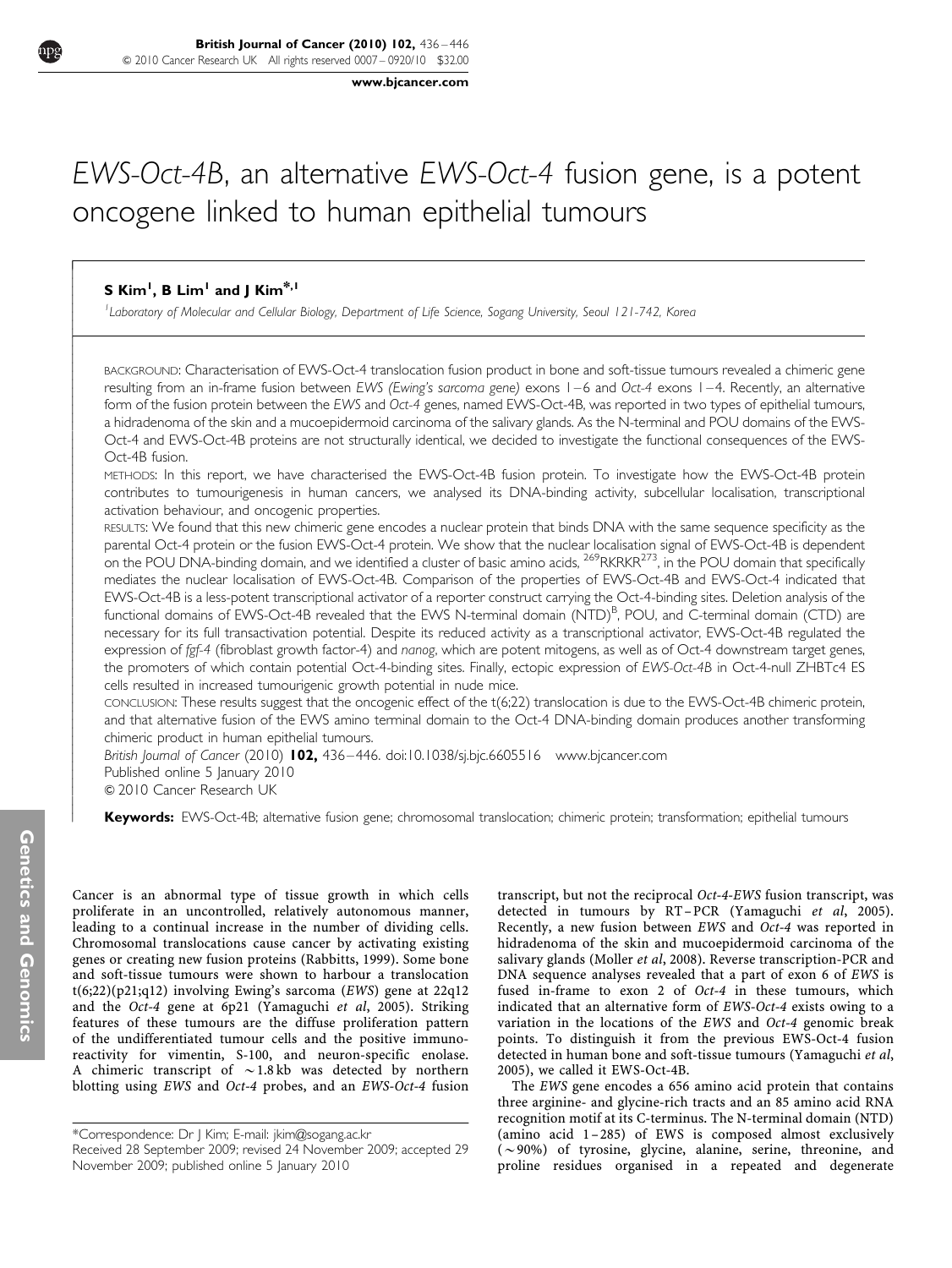# *EWS-Oct-4B*, an alternative *EWS-Oct-4* fusion gene, is a potent oncogene linked to human epithelial tumours

**S Kim[1], B Lim[1] and J Kim[*,1]**

[1]Laboratory of Molecular and Cellular Biology, Department of Life Science, Sogang University, Seoul 121-742, Korea

BACKGROUND: Characterisation of EWS-Oct-4 translocation fusion product in bone and soft-tissue tumours revealed a chimeric gene resulting from an in-frame fusion between *EWS (Ewing's sarcoma gene)* exons 1–6 and *Oct-4* exons 1–4. Recently, an alternative form of the fusion protein between the *EWS* and *Oct-4* genes, named EWS-Oct-4B, was reported in two types of epithelial tumours, a hidradenoma of the skin and a mucoepidermoid carcinoma of the salivary glands. As the N-terminal and POU domains of the EWS-Oct-4 and EWS-Oct-4B proteins are not structurally identical, we decided to investigate the functional consequences of the EWS-Oct-4B fusion.

METHODS: In this report, we have characterised the EWS-Oct-4B fusion protein. To investigate how the EWS-Oct-4B protein contributes to tumourigenesis in human cancers, we analysed its DNA-binding activity, subcellular localisation, transcriptional activation behaviour, and oncogenic properties.

RESULTS: We found that this new chimeric gene encodes a nuclear protein that binds DNA with the same sequence specificity as the parental Oct-4 protein or the fusion EWS-Oct-4 protein. We show that the nuclear localisation signal of EWS-Oct-4B is dependent on the POU DNA-binding domain, and we identified a cluster of basic amino acids, $^{269}$RKRKR$^{273}$, in the POU domain that specifically mediates the nuclear localisation of EWS-Oct-4B. Comparison of the properties of EWS-Oct-4B and EWS-Oct-4 indicated that EWS-Oct-4B is a less-potent transcriptional activator of a reporter construct carrying the Oct-4-binding sites. Deletion analysis of the functional domains of EWS-Oct-4B revealed that the EWS N-terminal domain (NTD)$^{B}$, POU, and C-terminal domain (CTD) are necessary for its full transactivation potential. Despite its reduced activity as a transcriptional activator, EWS-Oct-4B regulated the expression of *fgf-4* (fibroblast growth factor-4) and *nanog*, which are potent mitogens, as well as of Oct-4 downstream target genes, the promoters of which contain potential Oct-4-binding sites. Finally, ectopic expression of *EWS-Oct-4B* in Oct-4-null ZHBTc4 ES cells resulted in increased tumourigenic growth potential in nude mice.

CONCLUSION: These results suggest that the oncogenic effect of the t(6;22) translocation is due to the EWS-Oct-4B chimeric protein, and that alternative fusion of the EWS amino terminal domain to the Oct-4 DNA-binding domain produces another transforming chimeric product in human epithelial tumours.

*British Journal of Cancer* (2010) **102,** 436–446. doi:10.1038/sj.bjc.6605516 www.bjcancer.com
Published online 5 January 2010
© 2010 Cancer Research UK

**Keywords:** EWS-Oct-4B; alternative fusion gene; chromosomal translocation; chimeric protein; transformation; epithelial tumours

Cancer is an abnormal type of tissue growth in which cells proliferate in an uncontrolled, relatively autonomous manner, leading to a continual increase in the number of dividing cells. Chromosomal translocations cause cancer by activating existing genes or creating new fusion proteins (Rabbitts, 1999). Some bone and soft-tissue tumours were shown to harbour a translocation t(6;22)(p21;q12) involving Ewing's sarcoma (*EWS*) gene at 22q12 and the *Oct-4* gene at 6p21 (Yamaguchi *et al*, 2005). Striking features of these tumours are the diffuse proliferation pattern of the undifferentiated tumour cells and the positive immunoreactivity for vimentin, S-100, and neuron-specific enolase. A chimeric transcript of ~1.8 kb was detected by northern blotting using *EWS* and *Oct-4* probes, and an *EWS-Oct-4* fusion transcript, but not the reciprocal *Oct-4-EWS* fusion transcript, was detected in tumours by RT–PCR (Yamaguchi *et al*, 2005). Recently, a new fusion between *EWS* and *Oct-4* was reported in hidradenoma of the skin and mucoepidermoid carcinoma of the salivary glands (Moller *et al*, 2008). Reverse transcription-PCR and DNA sequence analyses revealed that a part of exon 6 of *EWS* is fused in-frame to exon 2 of *Oct-4* in these tumours, which indicated that an alternative form of *EWS-Oct-4* exists owing to a variation in the locations of the *EWS* and *Oct-4* genomic break points. To distinguish it from the previous EWS-Oct-4 fusion detected in human bone and soft-tissue tumours (Yamaguchi *et al*, 2005), we called it EWS-Oct-4B.

The *EWS* gene encodes a 656 amino acid protein that contains three arginine- and glycine-rich tracts and an 85 amino acid RNA recognition motif at its C-terminus. The N-terminal domain (NTD) (amino acid 1–285) of EWS is composed almost exclusively (~90%) of tyrosine, glycine, alanine, serine, threonine, and proline residues organised in a repeated and degenerate

*Correspondence: Dr J Kim; E-mail: jkim@sogang.ac.kr
Received 28 September 2009; revised 24 November 2009; accepted 29 November 2009; published online 5 January 2010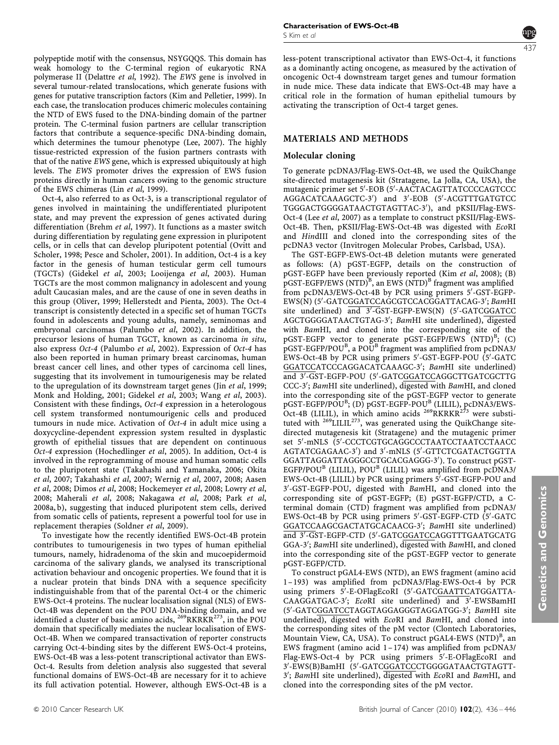polypeptide motif with the consensus, NSYGQQS. This domain has weak homology to the C-terminal region of eukaryotic RNA polymerase II (Delattre *et al*, 1992). The *EWS* gene is involved in several tumour-related translocations, which generate fusions with genes for putative transcription factors (Kim and Pelletier, 1999). In each case, the translocation produces chimeric molecules containing the NTD of EWS fused to the DNA-binding domain of the partner protein. The C-terminal fusion partners are cellular transcription factors that contribute a sequence-specific DNA-binding domain, which determines the tumour phenotype (Lee, 2007). The highly tissue-restricted expression of the fusion partners contrasts with that of the native *EWS* gene, which is expressed ubiquitously at high levels. The *EWS* promoter drives the expression of EWS fusion proteins directly in human cancers owing to the genomic structure of the EWS chimeras (Lin *et al*, 1999).

Oct-4, also referred to as Oct-3, is a transcriptional regulator of genes involved in maintaining the undifferentiated pluripotent state, and may prevent the expression of genes activated during differentiation (Brehm *et al*, 1997). It functions as a master switch during differentiation by regulating gene expression in pluripotent cells, or in cells that can develop pluripotent potential (Ovitt and Scholer, 1998; Pesce and Scholer, 2001). In addition, Oct-4 is a key factor in the genesis of human testicular germ cell tumours (TGCTs) (Gidekel *et al*, 2003; Looijenga *et al*, 2003). Human TGCTs are the most common malignancy in adolescent and young adult Caucasian males, and are the cause of one in seven deaths in this group (Oliver, 1999; Hellerstedt and Pienta, 2003). The Oct-4 transcript is consistently detected in a specific set of human TGCTs found in adolescents and young adults, namely, seminomas and embryonal carcinomas (Palumbo *et al*, 2002). In addition, the precursor lesions of human TGCT, known as carcinoma *in situ*, also express *Oct-4* (Palumbo *et al*, 2002). Expression of *Oct-4* has also been reported in human primary breast carcinomas, human breast cancer cell lines, and other types of carcinoma cell lines, suggesting that its involvement in tumourigenesis may be related to the upregulation of its downstream target genes (Jin *et al*, 1999; Monk and Holding, 2001; Gidekel *et al*, 2003; Wang *et al*, 2003). Consistent with these findings, *Oct-4* expression in a heterologous cell system transformed nontumourigenic cells and produced tumours in nude mice. Activation of *Oct-4* in adult mice using a doxycycline-dependent expression system resulted in dysplastic growth of epithelial tissues that are dependent on continuous *Oct-4* expression (Hochedlinger *et al*, 2005). In addition, Oct-4 is involved in the reprogramming of mouse and human somatic cells to the pluripotent state (Takahashi and Yamanaka, 2006; Okita *et al*, 2007; Takahashi *et al*, 2007; Wernig *et al*, 2007, 2008; Aasen *et al*, 2008; Dimos *et al*, 2008; Hockemeyer *et al*, 2008; Lowry *et al*, 2008; Maherali *et al*, 2008; Nakagawa *et al*, 2008; Park *et al*, 2008a, b), suggesting that induced pluripotent stem cells, derived from somatic cells of patients, represent a powerful tool for use in replacement therapies (Soldner *et al*, 2009).

To investigate how the recently identified EWS-Oct-4B protein contributes to tumourigenesis in two types of human epithelial tumours, namely, hidradenoma of the skin and mucoepidermoid carcinoma of the salivary glands, we analysed its transcriptional activation behaviour and oncogenic properties. We found that it is a nuclear protein that binds DNA with a sequence specificity indistinguishable from that of the parental Oct-4 or the chimeric EWS-Oct-4 proteins. The nuclear localisation signal (NLS) of EWS-Oct-4B was dependent on the POU DNA-binding domain, and we identified a cluster of basic amino acids, $^{269}$RKRKR$^{273}$, in the POU domain that specifically mediates the nuclear localisation of EWS-Oct-4B. When we compared transactivation of reporter constructs carrying Oct-4-binding sites by the different EWS-Oct-4 proteins, EWS-Oct-4B was a less-potent transcriptional activator than EWS-Oct-4. Results from deletion analysis also suggested that several functional domains of EWS-Oct-4B are necessary for it to achieve its full activation potential. However, although EWS-Oct-4B is a less-potent transcriptional activator than EWS-Oct-4, it functions as a dominantly acting oncogene, as measured by the activation of oncogenic Oct-4 downstream target genes and tumour formation in nude mice. These data indicate that EWS-Oct-4B may have a critical role in the formation of human epithelial tumours by activating the transcription of Oct-4 target genes.

## MATERIALS AND METHODS

### Molecular cloning

To generate pcDNA3/Flag-EWS-Oct-4B, we used the QuikChange site-directed mutagenesis kit (Stratagene, La Jolla, CA, USA), the mutagenic primer set 5′-EOB (5′-AACTACAGTTATCCCCAGTCCC AGGACATCAAAGCTC-3′) and 3′-EOB (5′-ACGTTTGATGTCC TGGGACTGGGGATAACTGTAGTTAC-3′), and pKSII/Flag-EWS-Oct-4 (Lee *et al*, 2007) as a template to construct pKSII/Flag-EWS-Oct-4B. Then, pKSII/Flag-EWS-Oct-4B was digested with *Eco*RI and *Hin*dIII and cloned into the corresponding sites of the pcDNA3 vector (Invitrogen Molecular Probes, Carlsbad, USA).

The GST-EGFP-EWS-Oct-4B deletion mutants were generated as follows: (A) pGST-EGFP, details on the construction of pGST-EGFP have been previously reported (Kim *et al*, 2008); (B) pGST-EGFP/EWS (NTD)$^{B}$, an EWS (NTD)$^{B}$ fragment was amplified from pcDNA3/EWS-Oct-4B by PCR using primers 5′-GST-EGFP-EWS(N) (5′-GATCGGATCCAGCGTCCACGGATTACAG-3′; *Bam*HI site underlined) and 3′-GST-EGFP-EWS(N) (5′-GATCGGATCC AGCTGGGGATAACTGTAG-3′; *Bam*HI site underlined), digested with *Bam*HI, and cloned into the corresponding site of the pGST-EGFP vector to generate pGST-EGFP/EWS (NTD)$^{B}$; (C) pGST-EGFP/POU$^{B}$, a POU$^{B}$ fragment was amplified from pcDNA3/EWS-Oct-4B by PCR using primers 5′-GST-EGFP-POU (5′-GATC GGATCCATCCCAGGACATCAAAGC-3′; *Bam*HI site underlined) and 3′-GST-EGFP-POU (5′-GATCGGATCCAGGCTTGATCGCTTG CCC-3′; *Bam*HI site underlined), digested with *Bam*HI, and cloned into the corresponding site of the pGST-EGFP vector to generate pGST-EGFP/POU$^{B}$; (D) pGST-EGFP-POU$^{B}$ (LILIL), pcDNA3/EWS-Oct-4B (LILIL), in which amino acids $^{269}$RKRKR$^{273}$ were substituted with $^{269}$LILIL$^{273}$, was generated using the QuikChange site-directed mutagenesis kit (Stratagene) and the mutagenic primer set 5′-mNLS (5′-CCCTCGTGCAGGCCCTAATCCTAATCCTAACC AGTATCGAGAAC-3′) and 3′-mNLS (5′-GTTCTCGATACTGGTTA GGATTAGGATTAGGGCCTGCACGAGGG-3′). To construct pGST-EGFP/POU$^{B}$ (LILIL), POU$^{B}$ (LILIL) was amplified from pcDNA3/EWS-Oct-4B (LILIL) by PCR using primers 5′-GST-EGFP-POU and 3′-GST-EGFP-POU, digested with *Bam*HI, and cloned into the corresponding site of pGST-EGFP; (E) pGST-EGFP/CTD, a C-terminal domain (CTD) fragment was amplified from pcDNA3/EWS-Oct-4B by PCR using primers 5′-GST-EGFP-CTD (5′-GATC GGATCCAAGCGACTATGCACAACG-3′; *Bam*HI site underlined) and 3′-GST-EGFP-CTD (5′-GATCGGATCCAGGTTTGAATGCATG GGA-3′; *Bam*HI site underlined), digested with *Bam*HI, and cloned into the corresponding site of the pGST-EGFP vector to generate pGST-EGFP/CTD.

To construct pGAL4-EWS (NTD), an EWS fragment (amino acid 1–193) was amplified from pcDNA3/Flag-EWS-Oct-4 by PCR using primers 5′-E-OFlagEcoRI (5′-GATCGAATTCATGGATTA-CAAGGATGAC-3′; *Eco*RI site underlined) and 3′-EWSBamHI (5′-GATCGGATCCTAGGTAGGAGGGTAGGATGG-3′; *Bam*HI site underlined), digested with *Eco*RI and *Bam*HI, and cloned into the corresponding sites of the pM vector (Clontech Laboratories, Mountain View, CA, USA). To construct pGAL4-EWS (NTD)$^{B}$, an EWS fragment (amino acid 1–174) was amplified from pcDNA3/Flag-EWS-Oct-4 by PCR using primers 5′-E-OFlagEcoRI and 3′-EWS(B)BamHI (5′-GATCGGATCCCTGGGGATAACTGTAGTT-3′; *Bam*HI site underlined), digested with *Eco*RI and *Bam*HI, and cloned into the corresponding sites of the pM vector.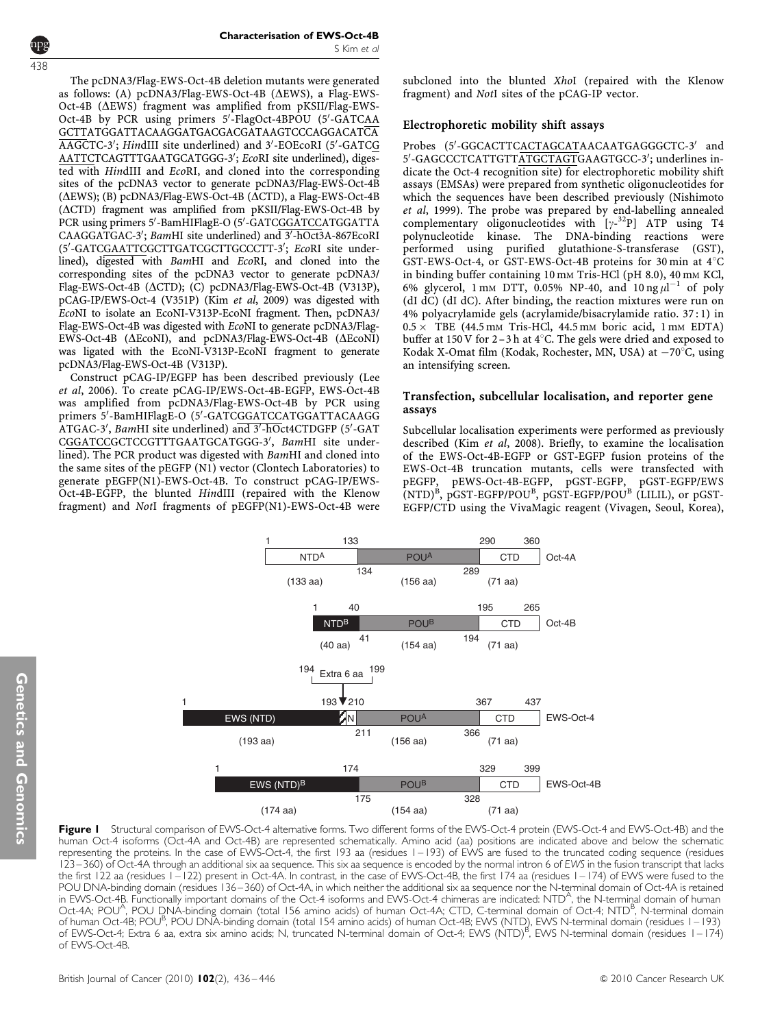The pcDNA3/Flag-EWS-Oct-4B deletion mutants were generated as follows: (A) pcDNA3/Flag-EWS-Oct-4B (ΔEWS), a Flag-EWS-Oct-4B (ΔEWS) fragment was amplified from pKSII/Flag-EWS-Oct-4B by PCR using primers 5′-FlagOct-4BPOU (5′-GATCAAGCTTATGGATTACAAGGATGACGACGATAAGTCCCAGGACATCAAAGCTC-3′; *Hin*dIII site underlined) and 3′-EOEcoRI (5′-GATCGAATTCTCAGTTTGAATGCATGGG-3′; *Eco*RI site underlined), digested with *Hin*dIII and *Eco*RI, and cloned into the corresponding sites of the pcDNA3 vector to generate pcDNA3/Flag-EWS-Oct-4B (ΔEWS); (B) pcDNA3/Flag-EWS-Oct-4B (ΔCTD), a Flag-EWS-Oct-4B (ΔCTD) fragment was amplified from pKSII/Flag-EWS-Oct-4B by PCR using primers 5′-BamHIFlagE-O (5′-GATCGGATCCATGGATTACAAGGATGAC-3′; *Bam*HI site underlined) and 3′-hOct3A-867EcoRI (5′-GATCGAATTCGCTTGATCGCTTGCCCTT-3′; *Eco*RI site underlined), digested with *Bam*HI and *Eco*RI, and cloned into the corresponding sites of the pcDNA3 vector to generate pcDNA3/Flag-EWS-Oct-4B (ΔCTD); (C) pcDNA3/Flag-EWS-Oct-4B (V313P), pCAG-IP/EWS-Oct-4 (V351P) (Kim *et al*, 2009) was digested with *Eco*NI to isolate an EcoNI-V313P-EcoNI fragment. Then, pcDNA3/Flag-EWS-Oct-4B was digested with *Eco*NI to generate pcDNA3/Flag-EWS-Oct-4B (ΔEcoNI), and pcDNA3/Flag-EWS-Oct-4B (ΔEcoNI) was ligated with the EcoNI-V313P-EcoNI fragment to generate pcDNA3/Flag-EWS-Oct-4B (V313P).

Construct pCAG-IP/EGFP has been described previously (Lee *et al*, 2006). To create pCAG-IP/EWS-Oct-4B-EGFP, EWS-Oct-4B was amplified from pcDNA3/Flag-EWS-Oct-4B by PCR using primers 5′-BamHIFlagE-O (5′-GATCGGATCCATGGATTACAAGGATGAC-3′, *Bam*HI site underlined) and 3′-hOct4CTDGFP (5′-GATCGGATCCGCTCCGTTTGAATGCATGGG-3′, *Bam*HI site underlined). The PCR product was digested with *Bam*HI and cloned into the same sites of the pEGFP (N1) vector (Clontech Laboratories) to generate pEGFP(N1)-EWS-Oct-4B. To construct pCAG-IP/EWS-Oct-4B-EGFP, the blunted *Hin*dIII (repaired with the Klenow fragment) and *Not*I fragments of pEGFP(N1)-EWS-Oct-4B were subcloned into the blunted *Xho*I (repaired with the Klenow fragment) and *Not*I sites of the pCAG-IP vector.

## Electrophoretic mobility shift assays

Probes (5′-GGCACTTCACTAGCATAACAATGAGGGCTC-3′ and 5′-GAGCCCTCATTGTTATGCTAGTGAAGTGCC-3′; underlines indicate the Oct-4 recognition site) for electrophoretic mobility shift assays (EMSAs) were prepared from synthetic oligonucleotides for which the sequences have been described previously (Nishimoto *et al*, 1999). The probe was prepared by end-labelling annealed complementary oligonucleotides with [$\gamma$-$^{32}$P] ATP using T4 polynucleotide kinase. The DNA-binding reactions were performed using purified glutathione-S-transferase (GST), GST-EWS-Oct-4, or GST-EWS-Oct-4B proteins for 30 min at 4°C in binding buffer containing 10 mM Tris-HCl (pH 8.0), 40 mM KCl, 6% glycerol, 1 mM DTT, 0.05% NP-40, and 10 ng $\mu$l$^{-1}$ of poly (dI dC) (dI dC). After binding, the reaction mixtures were run on 4% polyacrylamide gels (acrylamide/bisacrylamide ratio. 37 : 1) in 0.5 × TBE (44.5 mM Tris-HCl, 44.5 mM boric acid, 1 mM EDTA) buffer at 150 V for 2–3 h at 4°C. The gels were dried and exposed to Kodak X-Omat film (Kodak, Rochester, MN, USA) at −70°C, using an intensifying screen.

## Transfection, subcellular localisation, and reporter gene assays

Subcellular localisation experiments were performed as previously described (Kim *et al*, 2008). Briefly, to examine the localisation of the EWS-Oct-4B-EGFP or GST-EGFP fusion proteins of the EWS-Oct-4B truncation mutants, cells were transfected with pEGFP, pEWS-Oct-4B-EGFP, pGST-EGFP, pGST-EGFP/EWS (NTD)$^{B}$, pGST-EGFP/POU$^{B}$, pGST-EGFP/POU$^{B}$ (LILIL), or pGST-EGFP/CTD using the VivaMagic reagent (Vivagen, Seoul, Korea),

**Figure 1** Structural comparison of EWS-Oct-4 alternative forms. Two different forms of the EWS-Oct-4 protein (EWS-Oct-4 and EWS-Oct-4B) and the human Oct-4 isoforms (Oct-4A and Oct-4B) are represented schematically. Amino acid (aa) positions are indicated above and below the schematic representing the proteins. In the case of EWS-Oct-4, the first 193 aa (residues 1–193) of EWS are fused to the truncated coding sequence (residues 123–360) of Oct-4A through an additional six aa sequence. This six aa sequence is encoded by the normal intron 6 of *EWS* in the fusion transcript that lacks the first 122 aa (residues 1–122) present in Oct-4A. In contrast, in the case of EWS-Oct-4B, the first 174 aa (residues 1–174) of EWS were fused to the POU DNA-binding domain (residues 136–360) of Oct-4A, in which neither the additional six aa sequence nor the N-terminal domain of Oct-4A is retained in EWS-Oct-4B. Functionally important domains of the Oct-4 isoforms and EWS-Oct-4 chimeras are indicated: NTD$^{A}$, the N-terminal domain of human Oct-4A; POU$^{A}$, POU DNA-binding domain (total 156 amino acids) of human Oct-4A; CTD, C-terminal domain of Oct-4; NTD$^{B}$, N-terminal domain of human Oct-4B; POU$^{B}$, POU DNA-binding domain (total 154 amino acids) of human Oct-4B; EWS (NTD), EWS N-terminal domain (residues 1–193) of EWS-Oct-4; Extra 6 aa, extra six amino acids; N, truncated N-terminal domain of Oct-4; EWS (NTD)$^{B}$, EWS N-terminal domain (residues 1–174) of EWS-Oct-4B.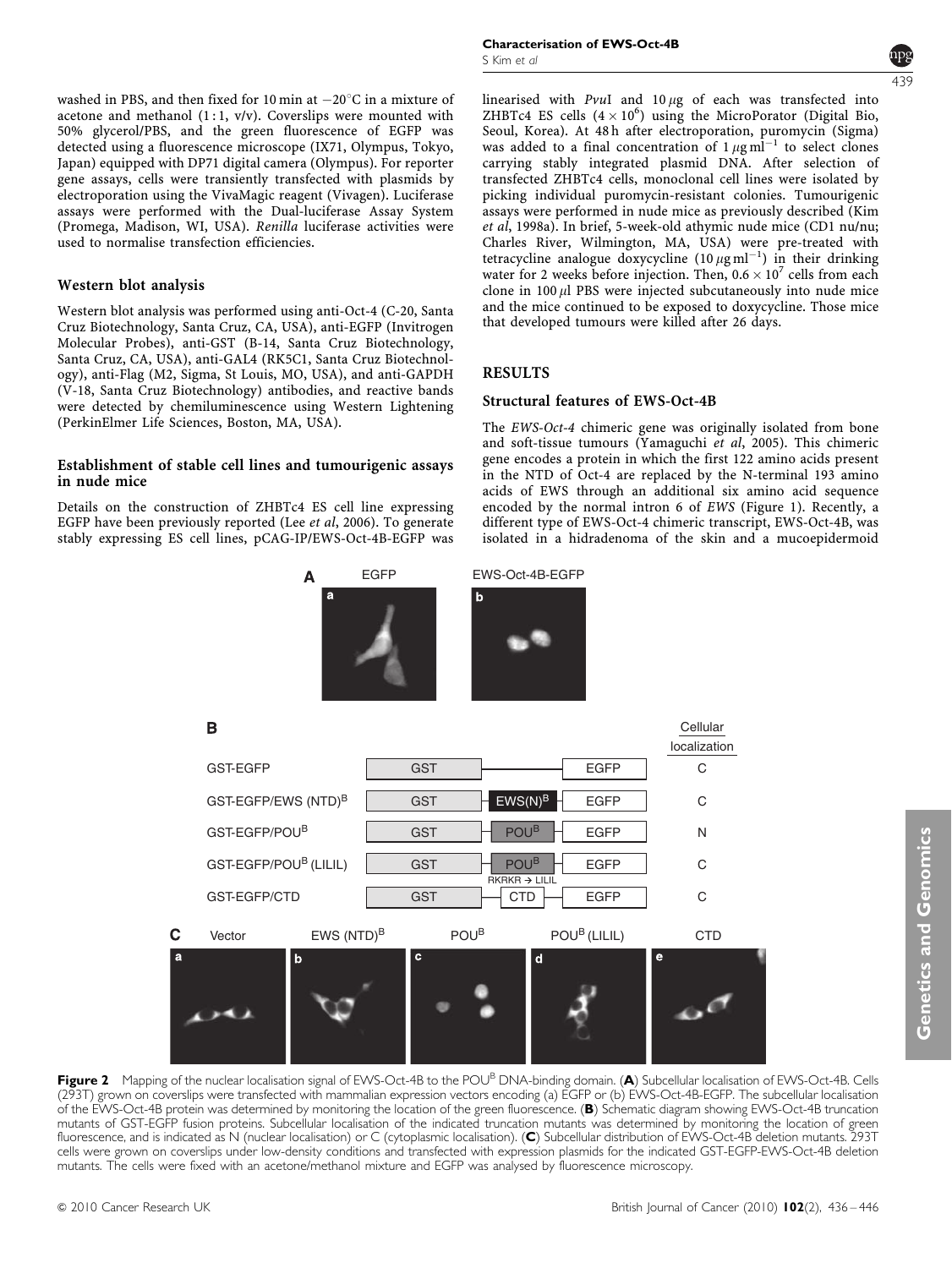washed in PBS, and then fixed for 10 min at $-20^{\circ}$C in a mixture of acetone and methanol (1 : 1, v/v). Coverslips were mounted with 50% glycerol/PBS, and the green fluorescence of EGFP was detected using a fluorescence microscope (IX71, Olympus, Tokyo, Japan) equipped with DP71 digital camera (Olympus). For reporter gene assays, cells were transiently transfected with plasmids by electroporation using the VivaMagic reagent (Vivagen). Luciferase assays were performed with the Dual-luciferase Assay System (Promega, Madison, WI, USA). *Renilla* luciferase activities were used to normalise transfection efficiencies.

### Western blot analysis

Western blot analysis was performed using anti-Oct-4 (C-20, Santa Cruz Biotechnology, Santa Cruz, CA, USA), anti-EGFP (Invitrogen Molecular Probes), anti-GST (B-14, Santa Cruz Biotechnology, Santa Cruz, CA, USA), anti-GAL4 (RK5C1, Santa Cruz Biotechnology), anti-Flag (M2, Sigma, St Louis, MO, USA), and anti-GAPDH (V-18, Santa Cruz Biotechnology) antibodies, and reactive bands were detected by chemiluminescence using Western Lightening (PerkinElmer Life Sciences, Boston, MA, USA).

### Establishment of stable cell lines and tumourigenic assays in nude mice

Details on the construction of ZHBTc4 ES cell line expressing EGFP have been previously reported (Lee *et al*, 2006). To generate stably expressing ES cell lines, pCAG-IP/EWS-Oct-4B-EGFP was linearised with *Pvu*I and 10 $\mu$g of each was transfected into ZHBTc4 ES cells ($4 \times 10^6$) using the MicroPorator (Digital Bio, Seoul, Korea). At 48 h after electroporation, puromycin (Sigma) was added to a final concentration of 1 $\mu$g ml$^{-1}$ to select clones carrying stably integrated plasmid DNA. After selection of transfected ZHBTc4 cells, monoclonal cell lines were isolated by picking individual puromycin-resistant colonies. Tumourigenic assays were performed in nude mice as previously described (Kim *et al*, 1998a). In brief, 5-week-old athymic nude mice (CD1 nu/nu; Charles River, Wilmington, MA, USA) were pre-treated with tetracycline analogue doxycycline (10 $\mu$g ml$^{-1}$) in their drinking water for 2 weeks before injection. Then, $0.6 \times 10^7$ cells from each clone in 100 $\mu$l PBS were injected subcutaneously into nude mice and the mice continued to be exposed to doxycycline. Those mice that developed tumours were killed after 26 days.

## RESULTS

### Structural features of EWS-Oct-4B

The *EWS-Oct-4* chimeric gene was originally isolated from bone and soft-tissue tumours (Yamaguchi *et al*, 2005). This chimeric gene encodes a protein in which the first 122 amino acids present in the NTD of Oct-4 are replaced by the N-terminal 193 amino acids of EWS through an additional six amino acid sequence encoded by the normal intron 6 of *EWS* (Figure 1). Recently, a different type of EWS-Oct-4 chimeric transcript, EWS-Oct-4B, was isolated in a hidradenoma of the skin and a mucoepidermoid

**Figure 2** Mapping of the nuclear localisation signal of EWS-Oct-4B to the POU$^B$ DNA-binding domain. (**A**) Subcellular localisation of EWS-Oct-4B. Cells (293T) grown on coverslips were transfected with mammalian expression vectors encoding (a) EGFP or (b) EWS-Oct-4B-EGFP. The subcellular localisation of the EWS-Oct-4B protein was determined by monitoring the location of the green fluorescence. (**B**) Schematic diagram showing EWS-Oct-4B truncation mutants of GST-EGFP fusion proteins. Subcellular localisation of the indicated truncation mutants was determined by monitoring the location of green fluorescence, and is indicated as N (nuclear localisation) or C (cytoplasmic localisation). (**C**) Subcellular distribution of EWS-Oct-4B deletion mutants. 293T cells were grown on coverslips under low-density conditions and transfected with expression plasmids for the indicated GST-EGFP-EWS-Oct-4B deletion mutants. The cells were fixed with an acetone/methanol mixture and EGFP was analysed by fluorescence microscopy.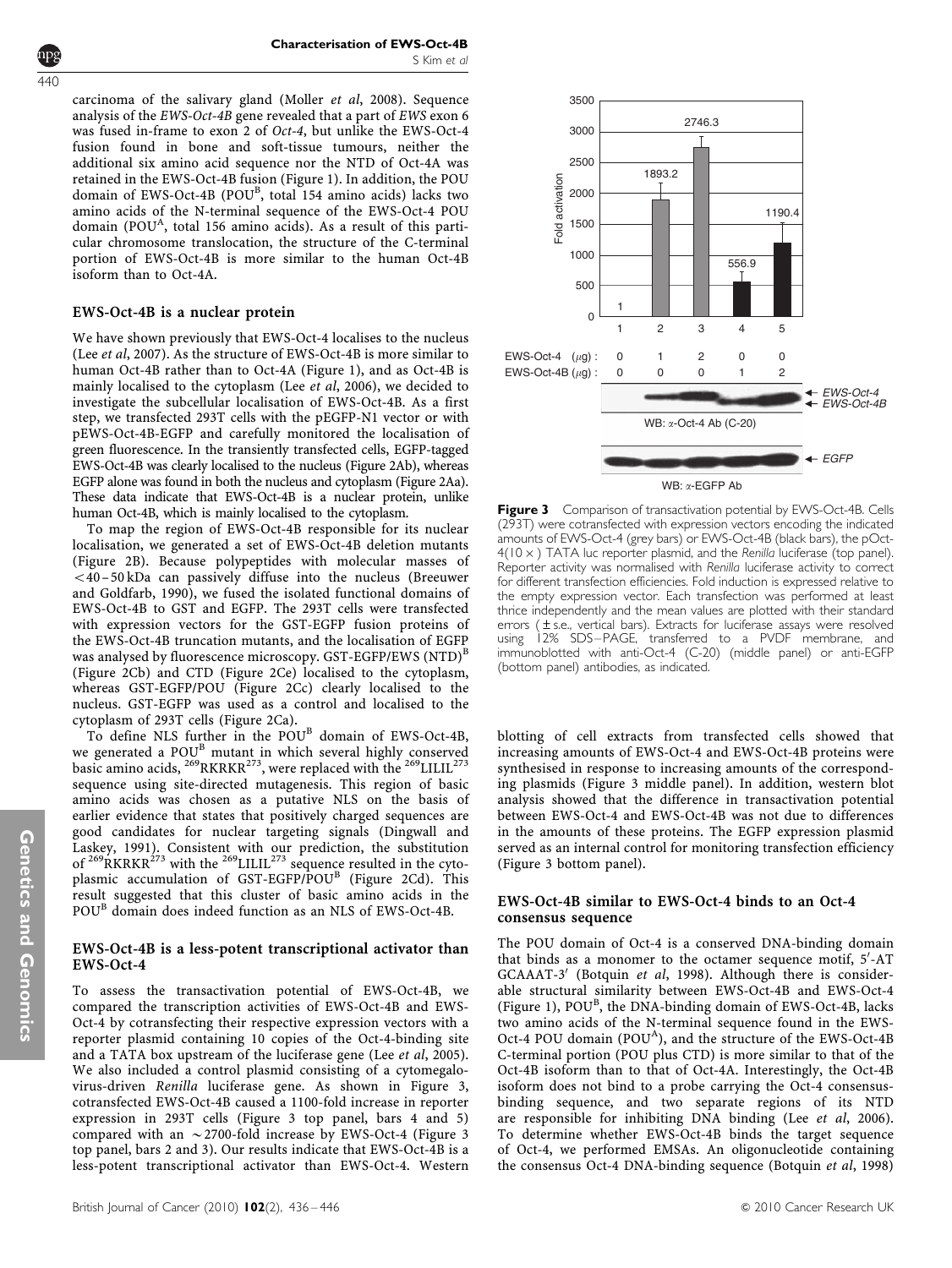carcinoma of the salivary gland (Moller *et al*, 2008). Sequence analysis of the *EWS-Oct-4B* gene revealed that a part of *EWS* exon 6 was fused in-frame to exon 2 of *Oct-4*, but unlike the EWS-Oct-4 fusion found in bone and soft-tissue tumours, neither the additional six amino acid sequence nor the NTD of Oct-4A was retained in the EWS-Oct-4B fusion (Figure 1). In addition, the POU domain of EWS-Oct-4B (POU$^B$, total 154 amino acids) lacks two amino acids of the N-terminal sequence of the EWS-Oct-4 POU domain (POU$^A$, total 156 amino acids). As a result of this particular chromosome translocation, the structure of the C-terminal portion of EWS-Oct-4B is more similar to the human Oct-4B isoform than to Oct-4A.

### EWS-Oct-4B is a nuclear protein

We have shown previously that EWS-Oct-4 localises to the nucleus (Lee *et al*, 2007). As the structure of EWS-Oct-4B is more similar to human Oct-4B rather than to Oct-4A (Figure 1), and as Oct-4B is mainly localised to the cytoplasm (Lee *et al*, 2006), we decided to investigate the subcellular localisation of EWS-Oct-4B. As a first step, we transfected 293T cells with the pEGFP-N1 vector or with pEWS-Oct-4B-EGFP and carefully monitored the localisation of green fluorescence. In the transiently transfected cells, EGFP-tagged EWS-Oct-4B was clearly localised to the nucleus (Figure 2Ab), whereas EGFP alone was found in both the nucleus and cytoplasm (Figure 2Aa). These data indicate that EWS-Oct-4B is a nuclear protein, unlike human Oct-4B, which is mainly localised to the cytoplasm.

To map the region of EWS-Oct-4B responsible for its nuclear localisation, we generated a set of EWS-Oct-4B deletion mutants (Figure 2B). Because polypeptides with molecular masses of <40–50 kDa can passively diffuse into the nucleus (Breeuwer and Goldfarb, 1990), we fused the isolated functional domains of EWS-Oct-4B to GST and EGFP. The 293T cells were transfected with expression vectors for the GST-EGFP fusion proteins of the EWS-Oct-4B truncation mutants, and the localisation of EGFP was analysed by fluorescence microscopy. GST-EGFP/EWS (NTD)$^B$ (Figure 2Cb) and CTD (Figure 2Ce) localised to the cytoplasm, whereas GST-EGFP/POU (Figure 2Cc) clearly localised to the nucleus. GST-EGFP was used as a control and localised to the cytoplasm of 293T cells (Figure 2Ca).

To define NLS further in the POU$^B$ domain of EWS-Oct-4B, we generated a POU$^B$ mutant in which several highly conserved basic amino acids, $^{269}$RKRKR$^{273}$, were replaced with the $^{269}$LILIL$^{273}$ sequence using site-directed mutagenesis. This region of basic amino acids was chosen as a putative NLS on the basis of earlier evidence that states that positively charged sequences are good candidates for nuclear targeting signals (Dingwall and Laskey, 1991). Consistent with our prediction, the substitution of $^{269}$RKRKR$^{273}$ with the $^{269}$LILIL$^{273}$ sequence resulted in the cytoplasmic accumulation of GST-EGFP/POU$^B$ (Figure 2Cd). This result suggested that this cluster of basic amino acids in the POU$^B$ domain does indeed function as an NLS of EWS-Oct-4B.

### EWS-Oct-4B is a less-potent transcriptional activator than EWS-Oct-4

To assess the transactivation potential of EWS-Oct-4B, we compared the transcription activities of EWS-Oct-4B and EWS-Oct-4 by cotransfecting their respective expression vectors with a reporter plasmid containing 10 copies of the Oct-4-binding site and a TATA box upstream of the luciferase gene (Lee *et al*, 2005). We also included a control plasmid consisting of a cytomegalovirus-driven *Renilla* luciferase gene. As shown in Figure 3, cotransfected EWS-Oct-4B caused a 1100-fold increase in reporter expression in 293T cells (Figure 3 top panel, bars 4 and 5) compared with an ~2700-fold increase by EWS-Oct-4 (Figure 3 top panel, bars 2 and 3). Our results indicate that EWS-Oct-4B is a less-potent transcriptional activator than EWS-Oct-4. Western blotting of cell extracts from transfected cells showed that increasing amounts of EWS-Oct-4 and EWS-Oct-4B proteins were synthesised in response to increasing amounts of the corresponding plasmids (Figure 3 middle panel). In addition, western blot analysis showed that the difference in transactivation potential between EWS-Oct-4 and EWS-Oct-4B was not due to differences in the amounts of these proteins. The EGFP expression plasmid served as an internal control for monitoring transfection efficiency (Figure 3 bottom panel).

**Figure 3** Comparison of transactivation potential by EWS-Oct-4B. Cells (293T) were cotransfected with expression vectors encoding the indicated amounts of EWS-Oct-4 (grey bars) or EWS-Oct-4B (black bars), the pOct-4(10×) TATA luc reporter plasmid, and the *Renilla* luciferase (top panel). Reporter activity was normalised with *Renilla* luciferase activity to correct for different transfection efficiencies. Fold induction is expressed relative to the empty expression vector. Each transfection was performed at least thrice independently and the mean values are plotted with their standard errors (±s.e., vertical bars). Extracts for luciferase assays were resolved using 12% SDS–PAGE, transferred to a PVDF membrane, and immunoblotted with anti-Oct-4 (C-20) (middle panel) or anti-EGFP (bottom panel) antibodies, as indicated.

### EWS-Oct-4B similar to EWS-Oct-4 binds to an Oct-4 consensus sequence

The POU domain of Oct-4 is a conserved DNA-binding domain that binds as a monomer to the octamer sequence motif, 5′-AT GCAAAT-3′ (Botquin *et al*, 1998). Although there is considerable structural similarity between EWS-Oct-4B and EWS-Oct-4 (Figure 1), POU$^B$, the DNA-binding domain of EWS-Oct-4B, lacks two amino acids of the N-terminal sequence found in the EWS-Oct-4 POU domain (POU$^A$), and the structure of the EWS-Oct-4B C-terminal portion (POU plus CTD) is more similar to that of the Oct-4B isoform than to that of Oct-4A. Interestingly, the Oct-4B isoform does not bind to a probe carrying the Oct-4 consensus-binding sequence, and two separate regions of its NTD are responsible for inhibiting DNA binding (Lee *et al*, 2006). To determine whether EWS-Oct-4B binds the target sequence of Oct-4, we performed EMSAs. An oligonucleotide containing the consensus Oct-4 DNA-binding sequence (Botquin *et al*, 1998)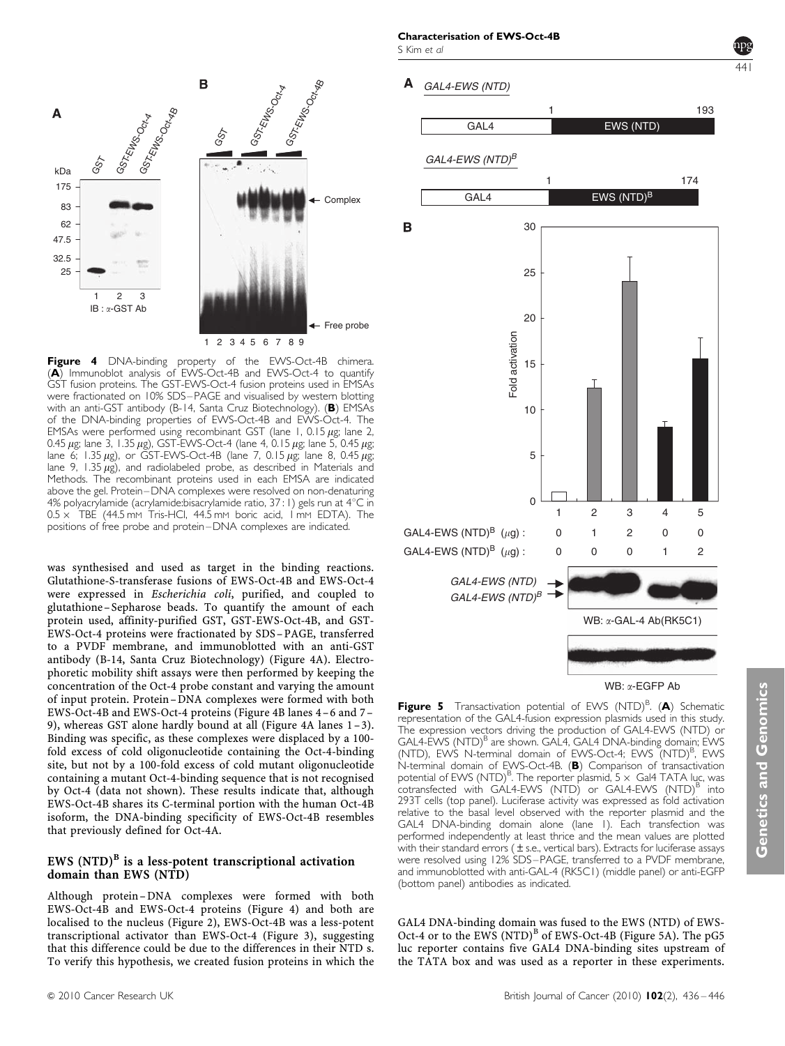**Figure 4** DNA-binding property of the EWS-Oct-4B chimera. (**A**) Immunoblot analysis of EWS-Oct-4B and EWS-Oct-4 to quantify GST fusion proteins. The GST-EWS-Oct-4 fusion proteins used in EMSAs were fractionated on 10% SDS–PAGE and visualised by western blotting with an anti-GST antibody (B-14, Santa Cruz Biotechnology). (**B**) EMSAs of the DNA-binding properties of EWS-Oct-4B and EWS-Oct-4. The EMSAs were performed using recombinant GST (lane 1, 0.15 $\mu$g; lane 2, 0.45 $\mu$g; lane 3, 1.35 $\mu$g), GST-EWS-Oct-4 (lane 4, 0.15 $\mu$g; lane 5, 0.45 $\mu$g; lane 6; 1.35 $\mu$g), or GST-EWS-Oct-4B (lane 7, 0.15 $\mu$g; lane 8, 0.45 $\mu$g; lane 9, 1.35 $\mu$g), and radiolabeled probe, as described in Materials and Methods. The recombinant proteins used in each EMSA are indicated above the gel. Protein–DNA complexes were resolved on non-denaturing 4% polyacrylamide (acrylamide:bisacrylamide ratio, 37 : 1) gels run at 4°C in 0.5 × TBE (44.5 mM Tris-HCl, 44.5 mM boric acid, 1 mM EDTA). The positions of free probe and protein–DNA complexes are indicated.

was synthesised and used as target in the binding reactions. Glutathione-S-transferase fusions of EWS-Oct-4B and EWS-Oct-4 were expressed in *Escherichia coli*, purified, and coupled to glutathione–Sepharose beads. To quantify the amount of each protein used, affinity-purified GST, GST-EWS-Oct-4B, and GST-EWS-Oct-4 proteins were fractionated by SDS–PAGE, transferred to a PVDF membrane, and immunoblotted with an anti-GST antibody (B-14, Santa Cruz Biotechnology) (Figure 4A). Electrophoretic mobility shift assays were then performed by keeping the concentration of the Oct-4 probe constant and varying the amount of input protein. Protein–DNA complexes were formed with both EWS-Oct-4B and EWS-Oct-4 proteins (Figure 4B lanes 4–6 and 7–9), whereas GST alone hardly bound at all (Figure 4A lanes 1–3). Binding was specific, as these complexes were displaced by a 100-fold excess of cold oligonucleotide containing the Oct-4-binding site, but not by a 100-fold excess of cold mutant oligonucleotide containing a mutant Oct-4-binding sequence that is not recognised by Oct-4 (data not shown). These results indicate that, although EWS-Oct-4B shares its C-terminal portion with the human Oct-4B isoform, the DNA-binding specificity of EWS-Oct-4B resembles that previously defined for Oct-4A.

## EWS (NTD)$^B$ is a less-potent transcriptional activation domain than EWS (NTD)

Although protein–DNA complexes were formed with both EWS-Oct-4B and EWS-Oct-4 proteins (Figure 4) and both are localised to the nucleus (Figure 2), EWS-Oct-4B was a less-potent transcriptional activator than EWS-Oct-4 (Figure 3), suggesting that this difference could be due to the differences in their NTD s. To verify this hypothesis, we created fusion proteins in which the GAL4 DNA-binding domain was fused to the EWS (NTD) of EWS-Oct-4 or to the EWS (NTD)$^B$ of EWS-Oct-4B (Figure 5A). The pG5 luc reporter contains five GAL4 DNA-binding sites upstream of the TATA box and was used as a reporter in these experiments.

**Figure 5** Transactivation potential of EWS (NTD)$^B$. (**A**) Schematic representation of the GAL4-fusion expression plasmids used in this study. The expression vectors driving the production of GAL4-EWS (NTD) or GAL4-EWS (NTD)$^B$ are shown. GAL4, GAL4 DNA-binding domain; EWS (NTD), EWS N-terminal domain of EWS-Oct-4; EWS (NTD)$^B$, EWS N-terminal domain of EWS-Oct-4B. (**B**) Comparison of transactivation potential of EWS (NTD)$^B$. The reporter plasmid, 5 × Gal4 TATA luc, was cotransfected with GAL4-EWS (NTD) or GAL4-EWS (NTD)$^B$ into 293T cells (top panel). Luciferase activity was expressed as fold activation relative to the basal level observed with the reporter plasmid and the GAL4 DNA-binding domain alone (lane 1). Each transfection was performed independently at least thrice and the mean values are plotted with their standard errors (± s.e., vertical bars). Extracts for luciferase assays were resolved using 12% SDS–PAGE, transferred to a PVDF membrane, and immunoblotted with anti-GAL-4 (RK5C1) (middle panel) or anti-EGFP (bottom panel) antibodies as indicated.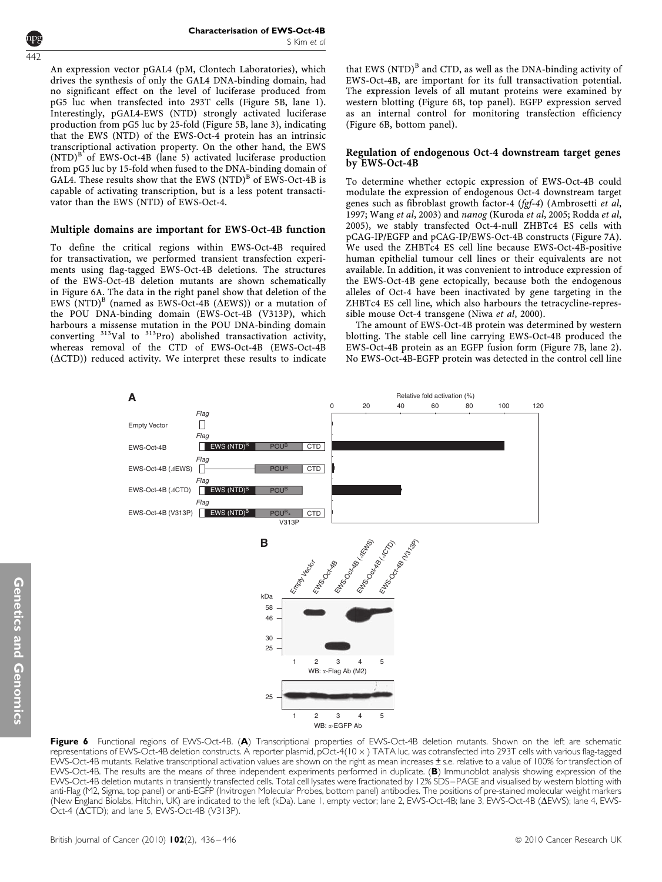An expression vector pGAL4 (pM, Clontech Laboratories), which drives the synthesis of only the GAL4 DNA-binding domain, had no significant effect on the level of luciferase produced from pG5 luc when transfected into 293T cells (Figure 5B, lane 1). Interestingly, pGAL4-EWS (NTD) strongly activated luciferase production from pG5 luc by 25-fold (Figure 5B, lane 3), indicating that the EWS (NTD) of the EWS-Oct-4 protein has an intrinsic transcriptional activation property. On the other hand, the EWS $(NTD)^B$ of EWS-Oct-4B (lane 5) activated luciferase production from pG5 luc by 15-fold when fused to the DNA-binding domain of GAL4. These results show that the EWS $(NTD)^B$ of EWS-Oct-4B is capable of activating transcription, but is a less potent transactivator than the EWS (NTD) of EWS-Oct-4.

### Multiple domains are important for EWS-Oct-4B function

To define the critical regions within EWS-Oct-4B required for transactivation, we performed transient transfection experiments using flag-tagged EWS-Oct-4B deletions. The structures of the EWS-Oct-4B deletion mutants are shown schematically in Figure 6A. The data in the right panel show that deletion of the EWS $(NTD)^B$ (named as EWS-Oct-4B (ΔEWS)) or a mutation of the POU DNA-binding domain (EWS-Oct-4B (V313P), which harbours a missense mutation in the POU DNA-binding domain converting $^{313}$Val to $^{313}$Pro) abolished transactivation activity, whereas removal of the CTD of EWS-Oct-4B (EWS-Oct-4B (ΔCTD)) reduced activity. We interpret these results to indicate that EWS $(NTD)^B$ and CTD, as well as the DNA-binding activity of EWS-Oct-4B, are important for its full transactivation potential. The expression levels of all mutant proteins were examined by western blotting (Figure 6B, top panel). EGFP expression served as an internal control for monitoring transfection efficiency (Figure 6B, bottom panel).

### Regulation of endogenous Oct-4 downstream target genes by EWS-Oct-4B

To determine whether ectopic expression of EWS-Oct-4B could modulate the expression of endogenous Oct-4 downstream target genes such as fibroblast growth factor-4 (*fgf-4*) (Ambrosetti *et al*, 1997; Wang *et al*, 2003) and *nanog* (Kuroda *et al*, 2005; Rodda *et al*, 2005), we stably transfected Oct-4-null ZHBTc4 ES cells with pCAG-IP/EGFP and pCAG-IP/EWS-Oct-4B constructs (Figure 7A). We used the ZHBTc4 ES cell line because EWS-Oct-4B-positive human epithelial tumour cell lines or their equivalents are not available. In addition, it was convenient to introduce expression of the EWS-Oct-4B gene ectopically, because both the endogenous alleles of Oct-4 have been inactivated by gene targeting in the ZHBTc4 ES cell line, which also harbours the tetracycline-repressible mouse Oct-4 transgene (Niwa *et al*, 2000).

The amount of EWS-Oct-4B protein was determined by western blotting. The stable cell line carrying EWS-Oct-4B produced the EWS-Oct-4B protein as an EGFP fusion form (Figure 7B, lane 2). No EWS-Oct-4B-EGFP protein was detected in the control cell line

**Figure 6** Functional regions of EWS-Oct-4B. (**A**) Transcriptional properties of EWS-Oct-4B deletion mutants. Shown on the left are schematic representations of EWS-Oct-4B deletion constructs. A reporter plasmid, pOct-4(10 ×) TATA luc, was cotransfected into 293T cells with various flag-tagged EWS-Oct-4B mutants. Relative transcriptional activation values are shown on the right as mean increases ± s.e. relative to a value of 100% for transfection of EWS-Oct-4B. The results are the means of three independent experiments performed in duplicate. (**B**) Immunoblot analysis showing expression of the EWS-Oct-4B deletion mutants in transiently transfected cells. Total cell lysates were fractionated by 12% SDS–PAGE and visualised by western blotting with anti-Flag (M2, Sigma, top panel) or anti-EGFP (Invitrogen Molecular Probes, bottom panel) antibodies. The positions of pre-stained molecular weight markers (New England Biolabs, Hitchin, UK) are indicated to the left (kDa). Lane 1, empty vector; lane 2, EWS-Oct-4B; lane 3, EWS-Oct-4B (ΔEWS); lane 4, EWS-Oct-4 (ΔCTD); and lane 5, EWS-Oct-4B (V313P).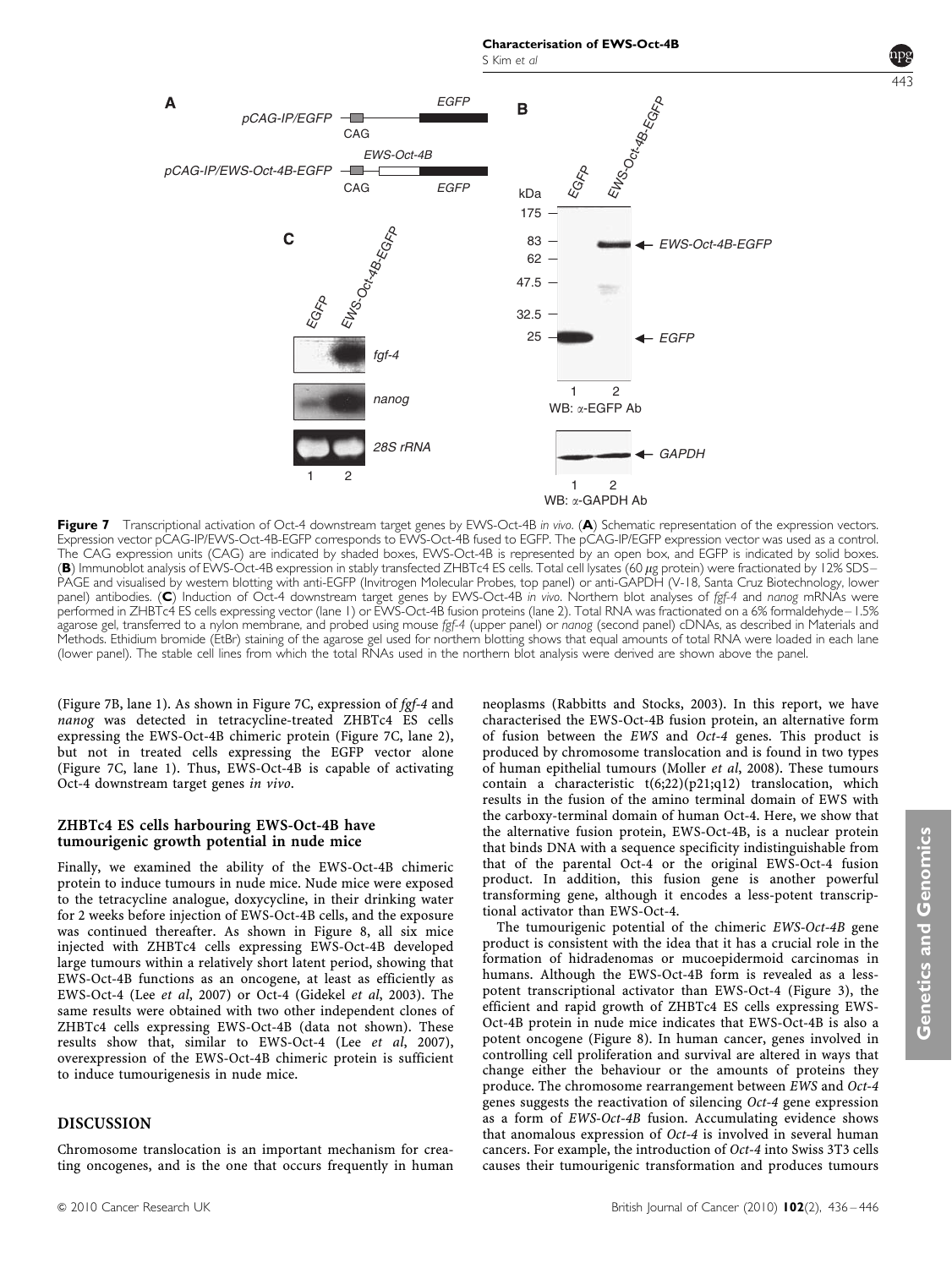**Figure 7** Transcriptional activation of Oct-4 downstream target genes by EWS-Oct-4B *in vivo*. (**A**) Schematic representation of the expression vectors. Expression vector pCAG-IP/EWS-Oct-4B-EGFP corresponds to EWS-Oct-4B fused to EGFP. The pCAG-IP/EGFP expression vector was used as a control. The CAG expression units (CAG) are indicated by shaded boxes, EWS-Oct-4B is represented by an open box, and EGFP is indicated by solid boxes. (**B**) Immunoblot analysis of EWS-Oct-4B expression in stably transfected ZHBTc4 ES cells. Total cell lysates (60 $\mu$g protein) were fractionated by 12% SDS–PAGE and visualised by western blotting with anti-EGFP (Invitrogen Molecular Probes, top panel) or anti-GAPDH (V-18, Santa Cruz Biotechnology, lower panel) antibodies. (**C**) Induction of Oct-4 downstream target genes by EWS-Oct-4B *in vivo*. Northern blot analyses of *fgf-4* and *nanog* mRNAs were performed in ZHBTc4 ES cells expressing vector (lane 1) or EWS-Oct-4B fusion proteins (lane 2). Total RNA was fractionated on a 6% formaldehyde–1.5% agarose gel, transferred to a nylon membrane, and probed using mouse *fgf-4* (upper panel) or *nanog* (second panel) cDNAs, as described in Materials and Methods. Ethidium bromide (EtBr) staining of the agarose gel used for northern blotting shows that equal amounts of total RNA were loaded in each lane (lower panel). The stable cell lines from which the total RNAs used in the northern blot analysis were derived are shown above the panel.

(Figure 7B, lane 1). As shown in Figure 7C, expression of *fgf-4* and *nanog* was detected in tetracycline-treated ZHBTc4 ES cells expressing the EWS-Oct-4B chimeric protein (Figure 7C, lane 2), but not in treated cells expressing the EGFP vector alone (Figure 7C, lane 1). Thus, EWS-Oct-4B is capable of activating Oct-4 downstream target genes *in vivo*.

### ZHBTc4 ES cells harbouring EWS-Oct-4B have tumourigenic growth potential in nude mice

Finally, we examined the ability of the EWS-Oct-4B chimeric protein to induce tumours in nude mice. Nude mice were exposed to the tetracycline analogue, doxycycline, in their drinking water for 2 weeks before injection of EWS-Oct-4B cells, and the exposure was continued thereafter. As shown in Figure 8, all six mice injected with ZHBTc4 cells expressing EWS-Oct-4B developed large tumours within a relatively short latent period, showing that EWS-Oct-4B functions as an oncogene, at least as efficiently as EWS-Oct-4 (Lee *et al*, 2007) or Oct-4 (Gidekel *et al*, 2003). The same results were obtained with two other independent clones of ZHBTc4 cells expressing EWS-Oct-4B (data not shown). These results show that, similar to EWS-Oct-4 (Lee *et al*, 2007), overexpression of the EWS-Oct-4B chimeric protein is sufficient to induce tumourigenesis in nude mice.

## DISCUSSION

Chromosome translocation is an important mechanism for creating oncogenes, and is the one that occurs frequently in human neoplasms (Rabbitts and Stocks, 2003). In this report, we have characterised the EWS-Oct-4B fusion protein, an alternative form of fusion between the *EWS* and *Oct-4* genes. This product is produced by chromosome translocation and is found in two types of human epithelial tumours (Moller *et al*, 2008). These tumours contain a characteristic t(6;22)(p21;q12) translocation, which results in the fusion of the amino terminal domain of EWS with the carboxy-terminal domain of human Oct-4. Here, we show that the alternative fusion protein, EWS-Oct-4B, is a nuclear protein that binds DNA with a sequence specificity indistinguishable from that of the parental Oct-4 or the original EWS-Oct-4 fusion product. In addition, this fusion gene is another powerful transforming gene, although it encodes a less-potent transcriptional activator than EWS-Oct-4.

The tumourigenic potential of the chimeric *EWS-Oct-4B* gene product is consistent with the idea that it has a crucial role in the formation of hidradenomas or mucoepidermoid carcinomas in humans. Although the EWS-Oct-4B form is revealed as a less-potent transcriptional activator than EWS-Oct-4 (Figure 3), the efficient and rapid growth of ZHBTc4 ES cells expressing EWS-Oct-4B protein in nude mice indicates that EWS-Oct-4B is also a potent oncogene (Figure 8). In human cancer, genes involved in controlling cell proliferation and survival are altered in ways that change either the behaviour or the amounts of proteins they produce. The chromosome rearrangement between *EWS* and *Oct-4* genes suggests the reactivation of silencing *Oct-4* gene expression as a form of *EWS-Oct-4B* fusion. Accumulating evidence shows that anomalous expression of *Oct-4* is involved in several human cancers. For example, the introduction of *Oct-4* into Swiss 3T3 cells causes their tumourigenic transformation and produces tumours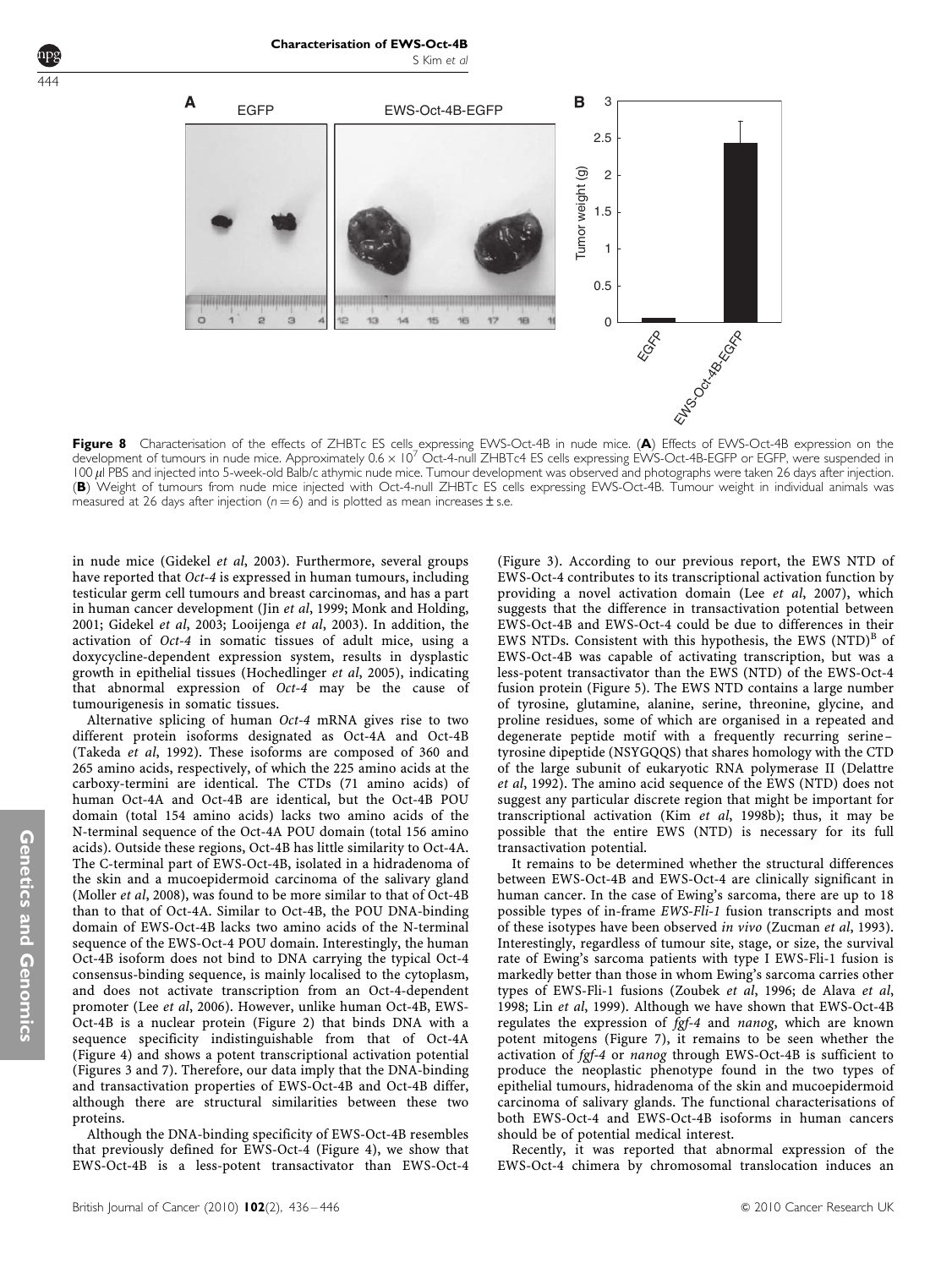**Figure 8** Characterisation of the effects of ZHBTc ES cells expressing EWS-Oct-4B in nude mice. (**A**) Effects of EWS-Oct-4B expression on the development of tumours in nude mice. Approximately $0.6 \times 10^7$ Oct-4-null ZHBTc4 ES cells expressing EWS-Oct-4B-EGFP or EGFP, were suspended in 100 $\mu$l PBS and injected into 5-week-old Balb/c athymic nude mice. Tumour development was observed and photographs were taken 26 days after injection. (**B**) Weight of tumours from nude mice injected with Oct-4-null ZHBTc ES cells expressing EWS-Oct-4B. Tumour weight in individual animals was measured at 26 days after injection ($n = 6$) and is plotted as mean increases ± s.e.

in nude mice (Gidekel *et al*, 2003). Furthermore, several groups have reported that *Oct-4* is expressed in human tumours, including testicular germ cell tumours and breast carcinomas, and has a part in human cancer development (Jin *et al*, 1999; Monk and Holding, 2001; Gidekel *et al*, 2003; Looijenga *et al*, 2003). In addition, the activation of *Oct-4* in somatic tissues of adult mice, using a doxycycline-dependent expression system, results in dysplastic growth in epithelial tissues (Hochedlinger *et al*, 2005), indicating that abnormal expression of *Oct-4* may be the cause of tumourigenesis in somatic tissues.

Alternative splicing of human *Oct-4* mRNA gives rise to two different protein isoforms designated as Oct-4A and Oct-4B (Takeda *et al*, 1992). These isoforms are composed of 360 and 265 amino acids, respectively, of which the 225 amino acids at the carboxy-termini are identical. The CTDs (71 amino acids) of human Oct-4A and Oct-4B are identical, but the Oct-4B POU domain (total 154 amino acids) lacks two amino acids of the N-terminal sequence of the Oct-4A POU domain (total 156 amino acids). Outside these regions, Oct-4B has little similarity to Oct-4A. The C-terminal part of EWS-Oct-4B, isolated in a hidradenoma of the skin and a mucoepidermoid carcinoma of the salivary gland (Moller *et al*, 2008), was found to be more similar to that of Oct-4B than to that of Oct-4A. Similar to Oct-4B, the POU DNA-binding domain of EWS-Oct-4B lacks two amino acids of the N-terminal sequence of the EWS-Oct-4 POU domain. Interestingly, the human Oct-4B isoform does not bind to DNA carrying the typical Oct-4 consensus-binding sequence, is mainly localised to the cytoplasm, and does not activate transcription from an Oct-4-dependent promoter (Lee *et al*, 2006). However, unlike human Oct-4B, EWS-Oct-4B is a nuclear protein (Figure 2) that binds DNA with a sequence specificity indistinguishable from that of Oct-4A (Figure 4) and shows a potent transcriptional activation potential (Figures 3 and 7). Therefore, our data imply that the DNA-binding and transactivation properties of EWS-Oct-4B and Oct-4B differ, although there are structural similarities between these two proteins.

Although the DNA-binding specificity of EWS-Oct-4B resembles that previously defined for EWS-Oct-4 (Figure 4), we show that EWS-Oct-4B is a less-potent transactivator than EWS-Oct-4 (Figure 3). According to our previous report, the EWS NTD of EWS-Oct-4 contributes to its transcriptional activation function by providing a novel activation domain (Lee *et al*, 2007), which suggests that the difference in transactivation potential between EWS-Oct-4B and EWS-Oct-4 could be due to differences in their EWS NTDs. Consistent with this hypothesis, the EWS $(NTD)^B$ of EWS-Oct-4B was capable of activating transcription, but was a less-potent transactivator than the EWS (NTD) of the EWS-Oct-4 fusion protein (Figure 5). The EWS NTD contains a large number of tyrosine, glutamine, alanine, serine, threonine, glycine, and proline residues, some of which are organised in a repeated and degenerate peptide motif with a frequently recurring serine–tyrosine dipeptide (NSYGQQS) that shares homology with the CTD of the large subunit of eukaryotic RNA polymerase II (Delattre *et al*, 1992). The amino acid sequence of the EWS (NTD) does not suggest any particular discrete region that might be important for transcriptional activation (Kim *et al*, 1998b); thus, it may be possible that the entire EWS (NTD) is necessary for its full transactivation potential.

It remains to be determined whether the structural differences between EWS-Oct-4B and EWS-Oct-4 are clinically significant in human cancer. In the case of Ewing's sarcoma, there are up to 18 possible types of in-frame *EWS-Fli-1* fusion transcripts and most of these isotypes have been observed *in vivo* (Zucman *et al*, 1993). Interestingly, regardless of tumour site, stage, or size, the survival rate of Ewing's sarcoma patients with type I EWS-Fli-1 fusion is markedly better than those in whom Ewing's sarcoma carries other types of EWS-Fli-1 fusions (Zoubek *et al*, 1996; de Alava *et al*, 1998; Lin *et al*, 1999). Although we have shown that EWS-Oct-4B regulates the expression of *fgf-4* and *nanog*, which are known potent mitogens (Figure 7), it remains to be seen whether the activation of *fgf-4* or *nanog* through EWS-Oct-4B is sufficient to produce the neoplastic phenotype found in the two types of epithelial tumours, hidradenoma of the skin and mucoepidermoid carcinoma of salivary glands. The functional characterisations of both EWS-Oct-4 and EWS-Oct-4B isoforms in human cancers should be of potential medical interest.

Recently, it was reported that abnormal expression of the EWS-Oct-4 chimera by chromosomal translocation induces an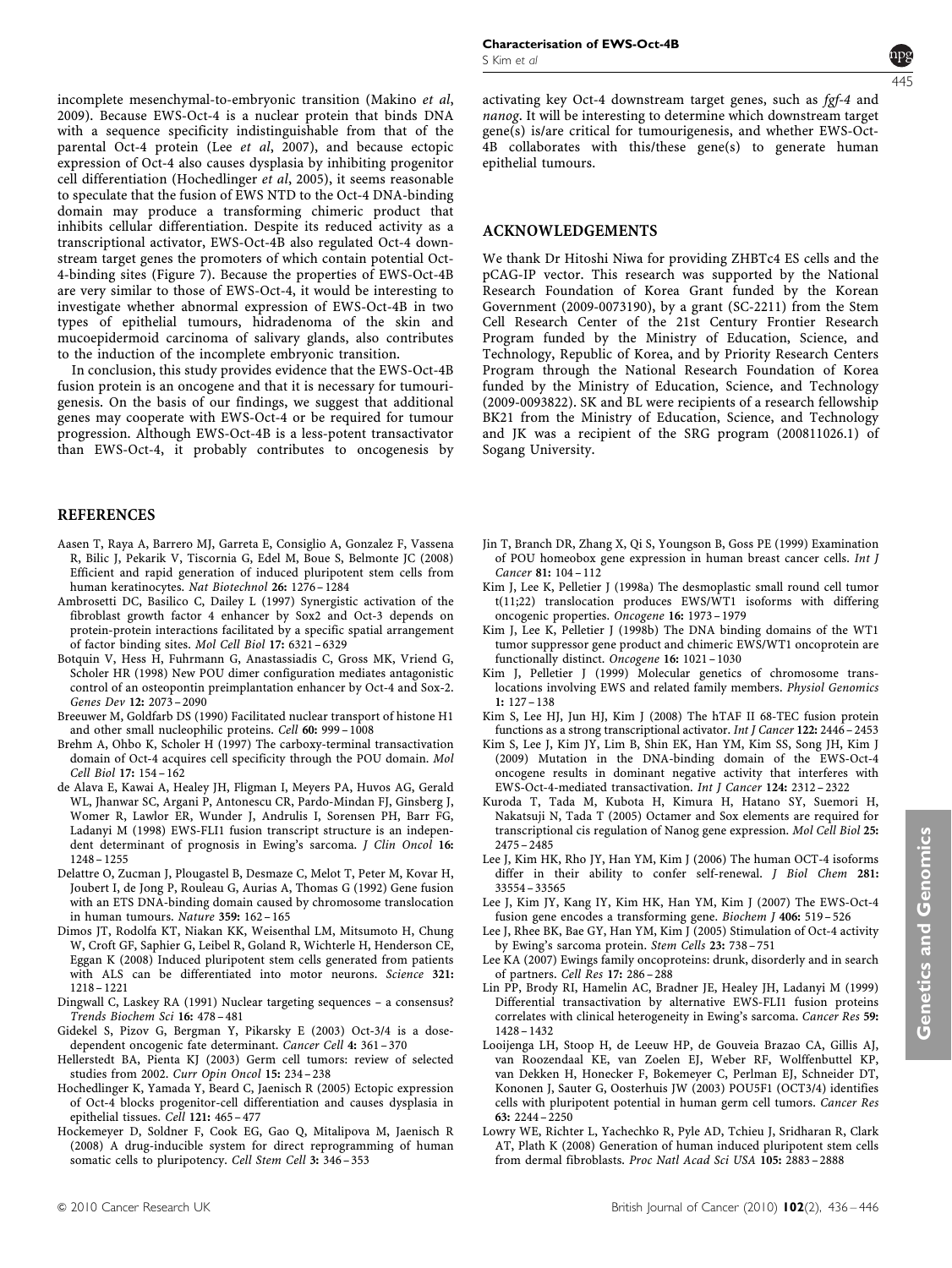incomplete mesenchymal-to-embryonic transition (Makino *et al*, 2009). Because EWS-Oct-4 is a nuclear protein that binds DNA with a sequence specificity indistinguishable from that of the parental Oct-4 protein (Lee *et al*, 2007), and because ectopic expression of Oct-4 also causes dysplasia by inhibiting progenitor cell differentiation (Hochedlinger *et al*, 2005), it seems reasonable to speculate that the fusion of EWS NTD to the Oct-4 DNA-binding domain may produce a transforming chimeric product that inhibits cellular differentiation. Despite its reduced activity as a transcriptional activator, EWS-Oct-4B also regulated Oct-4 downstream target genes the promoters of which contain potential Oct-4-binding sites (Figure 7). Because the properties of EWS-Oct-4B are very similar to those of EWS-Oct-4, it would be interesting to investigate whether abnormal expression of EWS-Oct-4B in two types of epithelial tumours, hidradenoma of the skin and mucoepidermoid carcinoma of salivary glands, also contributes to the induction of the incomplete embryonic transition.

In conclusion, this study provides evidence that the EWS-Oct-4B fusion protein is an oncogene and that it is necessary for tumourigenesis. On the basis of our findings, we suggest that additional genes may cooperate with EWS-Oct-4 or be required for tumour progression. Although EWS-Oct-4B is a less-potent transactivator than EWS-Oct-4, it probably contributes to oncogenesis by activating key Oct-4 downstream target genes, such as *fgf-4* and *nanog*. It will be interesting to determine which downstream target gene(s) is/are critical for tumourigenesis, and whether EWS-Oct-4B collaborates with this/these gene(s) to generate human epithelial tumours.

## ACKNOWLEDGEMENTS

We thank Dr Hitoshi Niwa for providing ZHBTc4 ES cells and the pCAG-IP vector. This research was supported by the National Research Foundation of Korea Grant funded by the Korean Government (2009-0073190), by a grant (SC-2211) from the Stem Cell Research Center of the 21st Century Frontier Research Program funded by the Ministry of Education, Science, and Technology, Republic of Korea, and by Priority Research Centers Program through the National Research Foundation of Korea funded by the Ministry of Education, Science, and Technology (2009-0093822). SK and BL were recipients of a research fellowship BK21 from the Ministry of Education, Science, and Technology and JK was a recipient of the SRG program (200811026.1) of Sogang University.

## REFERENCES

Aasen T, Raya A, Barrero MJ, Garreta E, Consiglio A, Gonzalez F, Vassena R, Bilic J, Pekarik V, Tiscornia G, Edel M, Boue S, Belmonte JC (2008) Efficient and rapid generation of induced pluripotent stem cells from human keratinocytes. *Nat Biotechnol* **26:** 1276–1284

Ambrosetti DC, Basilico C, Dailey L (1997) Synergistic activation of the fibroblast growth factor 4 enhancer by Sox2 and Oct-3 depends on protein-protein interactions facilitated by a specific spatial arrangement of factor binding sites. *Mol Cell Biol* **17:** 6321–6329

Botquin V, Hess H, Fuhrmann G, Anastassiadis C, Gross MK, Vriend G, Scholer HR (1998) New POU dimer configuration mediates antagonistic control of an osteopontin preimplantation enhancer by Oct-4 and Sox-2. *Genes Dev* **12:** 2073–2090

Breeuwer M, Goldfarb DS (1990) Facilitated nuclear transport of histone H1 and other small nucleophilic proteins. *Cell* **60:** 999–1008

Brehm A, Ohbo K, Scholer H (1997) The carboxy-terminal transactivation domain of Oct-4 acquires cell specificity through the POU domain. *Mol Cell Biol* **17:** 154–162

de Alava E, Kawai A, Healey JH, Fligman I, Meyers PA, Huvos AG, Gerald WL, Jhanwar SC, Argani P, Antonescu CR, Pardo-Mindan FJ, Ginsberg J, Womer R, Lawlor ER, Wunder J, Andrulis I, Sorensen PH, Barr FG, Ladanyi M (1998) EWS-FLI1 fusion transcript structure is an independent determinant of prognosis in Ewing's sarcoma. *J Clin Oncol* **16:** 1248–1255

Delattre O, Zucman J, Plougastel B, Desmaze C, Melot T, Peter M, Kovar H, Joubert I, de Jong P, Rouleau G, Aurias A, Thomas G (1992) Gene fusion with an ETS DNA-binding domain caused by chromosome translocation in human tumours. *Nature* **359:** 162–165

Dimos JT, Rodolfa KT, Niakan KK, Weisenthal LM, Mitsumoto H, Chung W, Croft GF, Saphier G, Leibel R, Goland R, Wichterle H, Henderson CE, Eggan K (2008) Induced pluripotent stem cells generated from patients with ALS can be differentiated into motor neurons. *Science* **321:** 1218–1221

Dingwall C, Laskey RA (1991) Nuclear targeting sequences – a consensus? *Trends Biochem Sci* **16:** 478–481

Gidekel S, Pizov G, Bergman Y, Pikarsky E (2003) Oct-3/4 is a dose-dependent oncogenic fate determinant. *Cancer Cell* **4:** 361–370

Hellerstedt BA, Pienta KJ (2003) Germ cell tumors: review of selected studies from 2002. *Curr Opin Oncol* **15:** 234–238

Hochedlinger K, Yamada Y, Beard C, Jaenisch R (2005) Ectopic expression of Oct-4 blocks progenitor-cell differentiation and causes dysplasia in epithelial tissues. *Cell* **121:** 465–477

Hockemeyer D, Soldner F, Cook EG, Gao Q, Mitalipova M, Jaenisch R (2008) A drug-inducible system for direct reprogramming of human somatic cells to pluripotency. *Cell Stem Cell* **3:** 346–353

Jin T, Branch DR, Zhang X, Qi S, Youngson B, Goss PE (1999) Examination of POU homeobox gene expression in human breast cancer cells. *Int J Cancer* **81:** 104–112

Kim J, Lee K, Pelletier J (1998a) The desmoplastic small round cell tumor t(11;22) translocation produces EWS/WT1 isoforms with differing oncogenic properties. *Oncogene* **16:** 1973–1979

Kim J, Lee K, Pelletier J (1998b) The DNA binding domains of the WT1 tumor suppressor gene product and chimeric EWS/WT1 oncoprotein are functionally distinct. *Oncogene* **16:** 1021–1030

Kim J, Pelletier J (1999) Molecular genetics of chromosome translocations involving EWS and related family members. *Physiol Genomics* **1:** 127–138

Kim S, Lee HJ, Jun HJ, Kim J (2008) The hTAF II 68-TEC fusion protein functions as a strong transcriptional activator. *Int J Cancer* **122:** 2446–2453

Kim S, Lee J, Kim JY, Lim B, Shin EK, Han YM, Kim SS, Song JH, Kim J (2009) Mutation in the DNA-binding domain of the EWS-Oct-4 oncogene results in dominant negative activity that interferes with EWS-Oct-4-mediated transactivation. *Int J Cancer* **124:** 2312–2322

Kuroda T, Tada M, Kubota H, Kimura H, Hatano SY, Suemori H, Nakatsuji N, Tada T (2005) Octamer and Sox elements are required for transcriptional cis regulation of Nanog gene expression. *Mol Cell Biol* **25:** 2475–2485

Lee J, Kim HK, Rho JY, Han YM, Kim J (2006) The human OCT-4 isoforms differ in their ability to confer self-renewal. *J Biol Chem* **281:** 33554–33565

Lee J, Kim JY, Kang IY, Kim HK, Han YM, Kim J (2007) The EWS-Oct-4 fusion gene encodes a transforming gene. *Biochem J* **406:** 519–526

Lee J, Rhee BK, Bae GY, Han YM, Kim J (2005) Stimulation of Oct-4 activity by Ewing's sarcoma protein. *Stem Cells* **23:** 738–751

Lee KA (2007) Ewings family oncoproteins: drunk, disorderly and in search of partners. *Cell Res* **17:** 286–288

Lin PP, Brody RI, Hamelin AC, Bradner JE, Healey JH, Ladanyi M (1999) Differential transactivation by alternative EWS-FLI1 fusion proteins correlates with clinical heterogeneity in Ewing's sarcoma. *Cancer Res* **59:** 1428–1432

Looijenga LH, Stoop H, de Leeuw HP, de Gouveia Brazao CA, Gillis AJ, van Roozendaal KE, van Zoelen EJ, Weber RF, Wolffenbuttel KP, van Dekken H, Honecker F, Bokemeyer C, Perlman EJ, Schneider DT, Kononen J, Sauter G, Oosterhuis JW (2003) POU5F1 (OCT3/4) identifies cells with pluripotent potential in human germ cell tumors. *Cancer Res* **63:** 2244–2250

Lowry WE, Richter L, Yachechko R, Pyle AD, Tchieu J, Sridharan R, Clark AT, Plath K (2008) Generation of human induced pluripotent stem cells from dermal fibroblasts. *Proc Natl Acad Sci USA* **105:** 2883–2888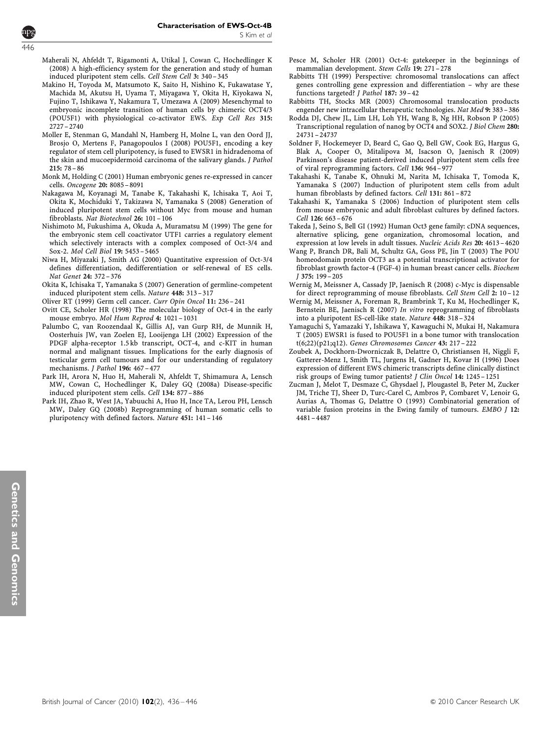Maherali N, Ahfeldt T, Rigamonti A, Utikal J, Cowan C, Hochedlinger K (2008) A high-efficiency system for the generation and study of human induced pluripotent stem cells. *Cell Stem Cell* **3:** 340–345

Makino H, Toyoda M, Matsumoto K, Saito H, Nishino K, Fukawatase Y, Machida M, Akutsu H, Uyama T, Miyagawa Y, Okita H, Kiyokawa N, Fujino T, Ishikawa Y, Nakamura T, Umezawa A (2009) Mesenchymal to embryonic incomplete transition of human cells by chimeric OCT4/3 (POU5F1) with physiological co-activator EWS. *Exp Cell Res* **315:** 2727–2740

Moller E, Stenman G, Mandahl N, Hamberg H, Molne L, van den Oord JJ, Brosjo O, Mertens F, Panagopoulos I (2008) POU5F1, encoding a key regulator of stem cell pluripotency, is fused to EWSR1 in hidradenoma of the skin and mucoepidermoid carcinoma of the salivary glands. *J Pathol* **215:** 78–86

Monk M, Holding C (2001) Human embryonic genes re-expressed in cancer cells. *Oncogene* **20:** 8085–8091

Nakagawa M, Koyanagi M, Tanabe K, Takahashi K, Ichisaka T, Aoi T, Okita K, Mochiduki Y, Takizawa N, Yamanaka S (2008) Generation of induced pluripotent stem cells without Myc from mouse and human fibroblasts. *Nat Biotechnol* **26:** 101–106

Nishimoto M, Fukushima A, Okuda A, Muramatsu M (1999) The gene for the embryonic stem cell coactivator UTF1 carries a regulatory element which selectively interacts with a complex composed of Oct-3/4 and Sox-2. *Mol Cell Biol* **19:** 5453–5465

Niwa H, Miyazaki J, Smith AG (2000) Quantitative expression of Oct-3/4 defines differentiation, dedifferentiation or self-renewal of ES cells. *Nat Genet* **24:** 372–376

Okita K, Ichisaka T, Yamanaka S (2007) Generation of germline-competent induced pluripotent stem cells. *Nature* **448:** 313–317

Oliver RT (1999) Germ cell cancer. *Curr Opin Oncol* **11:** 236–241

Ovitt CE, Scholer HR (1998) The molecular biology of Oct-4 in the early mouse embryo. *Mol Hum Reprod* **4:** 1021–1031

Palumbo C, van Roozendaal K, Gillis AJ, van Gurp RH, de Munnik H, Oosterhuis JW, van Zoelen EJ, Looijenga LH (2002) Expression of the PDGF alpha-receptor 1.5 kb transcript, OCT-4, and c-KIT in human normal and malignant tissues. Implications for the early diagnosis of testicular germ cell tumours and for our understanding of regulatory mechanisms. *J Pathol* **196:** 467–477

Park IH, Arora N, Huo H, Maherali N, Ahfeldt T, Shimamura A, Lensch MW, Cowan C, Hochedlinger K, Daley GQ (2008a) Disease-specific induced pluripotent stem cells. *Cell* **134:** 877–886

Park IH, Zhao R, West JA, Yabuuchi A, Huo H, Ince TA, Lerou PH, Lensch MW, Daley GQ (2008b) Reprogramming of human somatic cells to pluripotency with defined factors. *Nature* **451:** 141–146

Pesce M, Scholer HR (2001) Oct-4: gatekeeper in the beginnings of mammalian development. *Stem Cells* **19:** 271–278

Rabbitts TH (1999) Perspective: chromosomal translocations can affect genes controlling gene expression and differentiation – why are these functions targeted? *J Pathol* **187:** 39–42

Rabbitts TH, Stocks MR (2003) Chromosomal translocation products engender new intracellular therapeutic technologies. *Nat Med* **9:** 383–386

Rodda DJ, Chew JL, Lim LH, Loh YH, Wang B, Ng HH, Robson P (2005) Transcriptional regulation of nanog by OCT4 and SOX2. *J Biol Chem* **280:** 24731–24737

Soldner F, Hockemeyer D, Beard C, Gao Q, Bell GW, Cook EG, Hargus G, Blak A, Cooper O, Mitalipova M, Isacson O, Jaenisch R (2009) Parkinson's disease patient-derived induced pluripotent stem cells free of viral reprogramming factors. *Cell* **136:** 964–977

Takahashi K, Tanabe K, Ohnuki M, Narita M, Ichisaka T, Tomoda K, Yamanaka S (2007) Induction of pluripotent stem cells from adult human fibroblasts by defined factors. *Cell* **131:** 861–872

Takahashi K, Yamanaka S (2006) Induction of pluripotent stem cells from mouse embryonic and adult fibroblast cultures by defined factors. *Cell* **126:** 663–676

Takeda J, Seino S, Bell GI (1992) Human Oct3 gene family: cDNA sequences, alternative splicing, gene organization, chromosomal location, and expression at low levels in adult tissues. *Nucleic Acids Res* **20:** 4613–4620

Wang P, Branch DR, Bali M, Schultz GA, Goss PE, Jin T (2003) The POU homeodomain protein OCT3 as a potential transcriptional activator for fibroblast growth factor-4 (FGF-4) in human breast cancer cells. *Biochem J* **375:** 199–205

Wernig M, Meissner A, Cassady JP, Jaenisch R (2008) c-Myc is dispensable for direct reprogramming of mouse fibroblasts. *Cell Stem Cell* **2:** 10–12

Wernig M, Meissner A, Foreman R, Brambrink T, Ku M, Hochedlinger K, Bernstein BE, Jaenisch R (2007) *In vitro* reprogramming of fibroblasts into a pluripotent ES-cell-like state. *Nature* **448:** 318–324

Yamaguchi S, Yamazaki Y, Ishikawa Y, Kawaguchi N, Mukai H, Nakamura T (2005) EWSR1 is fused to POU5F1 in a bone tumor with translocation t(6;22)(p21;q12). *Genes Chromosomes Cancer* **43:** 217–222

Zoubek A, Dockhorn-Dworniczak B, Delattre O, Christiansen H, Niggli F, Gatterer-Menz I, Smith TL, Jurgens H, Gadner H, Kovar H (1996) Does expression of different EWS chimeric transcripts define clinically distinct risk groups of Ewing tumor patients? *J Clin Oncol* **14:** 1245–1251

Zucman J, Melot T, Desmaze C, Ghysdael J, Plougastel B, Peter M, Zucker JM, Triche TJ, Sheer D, Turc-Carel C, Ambros P, Combaret V, Lenoir G, Aurias A, Thomas G, Delattre O (1993) Combinatorial generation of variable fusion proteins in the Ewing family of tumours. *EMBO J* **12:** 4481–4487